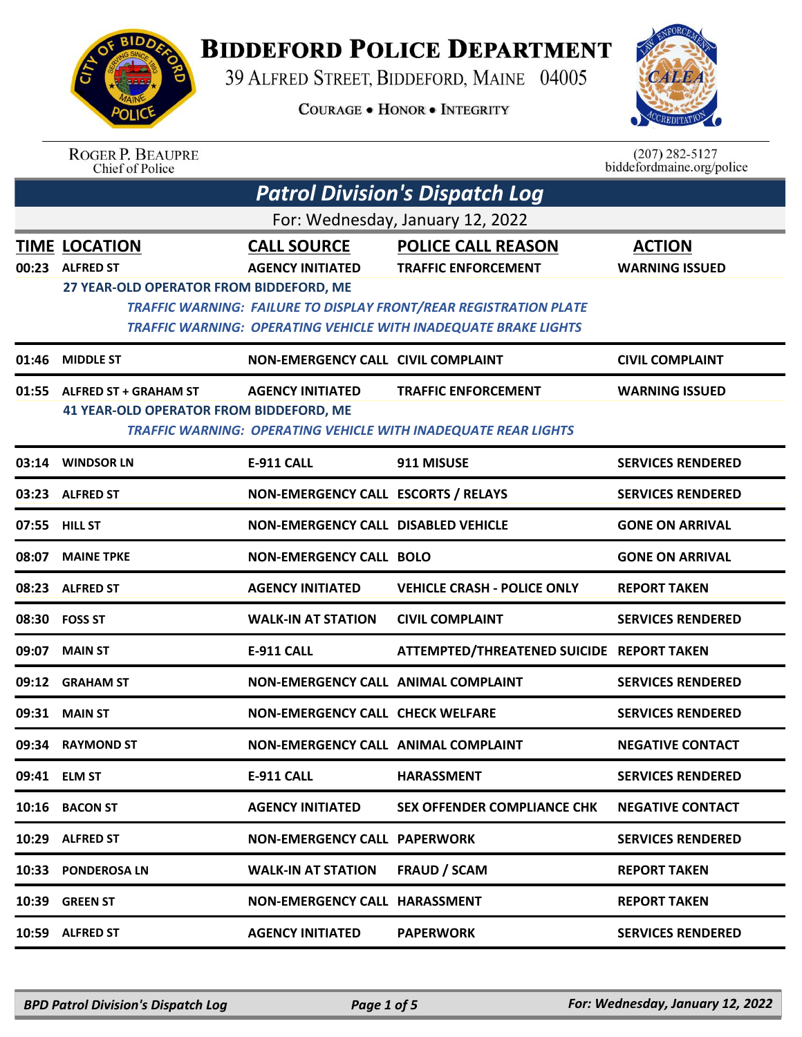# BIDDEFORD POLICE DEPARTMENT

39 ALFRED STREET, BIDDEFORD, MAINE 04005

COURAGE • HONOR • INTEGRITY

ROGER P. BEAUPRE
Chief of Police

(207) 282-5127
biddefordmaine.org/police

## Patrol Division's Dispatch Log

For: Wednesday, January 12, 2022

| TIME | LOCATION | CALL SOURCE | POLICE CALL REASON | ACTION |
|---|---|---|---|---|
| 00:23 | ALFRED ST | AGENCY INITIATED | TRAFFIC ENFORCEMENT | WARNING ISSUED |
| | 27 YEAR-OLD OPERATOR FROM BIDDEFORD, ME | | | |
| | *TRAFFIC WARNING: FAILURE TO DISPLAY FRONT/REAR REGISTRATION PLATE* | | | |
| | *TRAFFIC WARNING: OPERATING VEHICLE WITH INADEQUATE BRAKE LIGHTS* | | | |
| 01:46 | MIDDLE ST | NON-EMERGENCY CALL | CIVIL COMPLAINT | CIVIL COMPLAINT |
| 01:55 | ALFRED ST + GRAHAM ST | AGENCY INITIATED | TRAFFIC ENFORCEMENT | WARNING ISSUED |
| | 41 YEAR-OLD OPERATOR FROM BIDDEFORD, ME | | | |
| | *TRAFFIC WARNING: OPERATING VEHICLE WITH INADEQUATE REAR LIGHTS* | | | |
| 03:14 | WINDSOR LN | E-911 CALL | 911 MISUSE | SERVICES RENDERED |
| 03:23 | ALFRED ST | NON-EMERGENCY CALL | ESCORTS / RELAYS | SERVICES RENDERED |
| 07:55 | HILL ST | NON-EMERGENCY CALL | DISABLED VEHICLE | GONE ON ARRIVAL |
| 08:07 | MAINE TPKE | NON-EMERGENCY CALL | BOLO | GONE ON ARRIVAL |
| 08:23 | ALFRED ST | AGENCY INITIATED | VEHICLE CRASH - POLICE ONLY | REPORT TAKEN |
| 08:30 | FOSS ST | WALK-IN AT STATION | CIVIL COMPLAINT | SERVICES RENDERED |
| 09:07 | MAIN ST | E-911 CALL | ATTEMPTED/THREATENED SUICIDE | REPORT TAKEN |
| 09:12 | GRAHAM ST | NON-EMERGENCY CALL | ANIMAL COMPLAINT | SERVICES RENDERED |
| 09:31 | MAIN ST | NON-EMERGENCY CALL | CHECK WELFARE | SERVICES RENDERED |
| 09:34 | RAYMOND ST | NON-EMERGENCY CALL | ANIMAL COMPLAINT | NEGATIVE CONTACT |
| 09:41 | ELM ST | E-911 CALL | HARASSMENT | SERVICES RENDERED |
| 10:16 | BACON ST | AGENCY INITIATED | SEX OFFENDER COMPLIANCE CHK | NEGATIVE CONTACT |
| 10:29 | ALFRED ST | NON-EMERGENCY CALL | PAPERWORK | SERVICES RENDERED |
| 10:33 | PONDEROSA LN | WALK-IN AT STATION | FRAUD / SCAM | REPORT TAKEN |
| 10:39 | GREEN ST | NON-EMERGENCY CALL | HARASSMENT | REPORT TAKEN |
| 10:59 | ALFRED ST | AGENCY INITIATED | PAPERWORK | SERVICES RENDERED |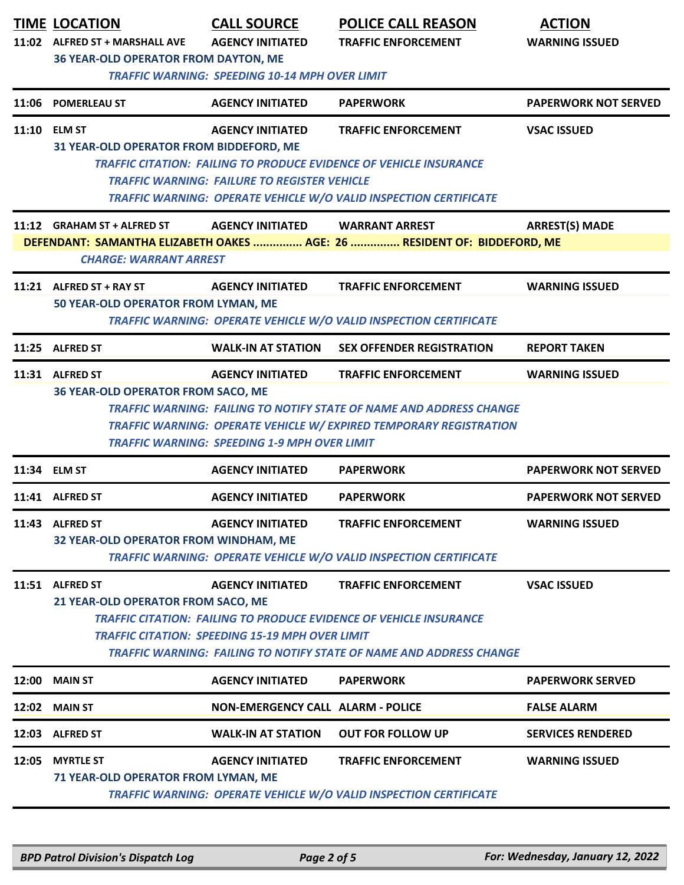| TIME | LOCATION | CALL SOURCE | POLICE CALL REASON | ACTION |
|---|---|---|---|---|
| 11:02 | ALFRED ST + MARSHALL AVE | AGENCY INITIATED | TRAFFIC ENFORCEMENT | WARNING ISSUED |
| | 36 YEAR-OLD OPERATOR FROM DAYTON, ME | | | |
| | *TRAFFIC WARNING: SPEEDING 10-14 MPH OVER LIMIT* | | | |
| 11:06 | POMERLEAU ST | AGENCY INITIATED | PAPERWORK | PAPERWORK NOT SERVED |
| 11:10 | ELM ST | AGENCY INITIATED | TRAFFIC ENFORCEMENT | VSAC ISSUED |
| | 31 YEAR-OLD OPERATOR FROM BIDDEFORD, ME | | | |
| | *TRAFFIC CITATION: FAILING TO PRODUCE EVIDENCE OF VEHICLE INSURANCE* | | | |
| | *TRAFFIC WARNING: FAILURE TO REGISTER VEHICLE* | | | |
| | *TRAFFIC WARNING: OPERATE VEHICLE W/O VALID INSPECTION CERTIFICATE* | | | |
| 11:12 | GRAHAM ST + ALFRED ST | AGENCY INITIATED | WARRANT ARREST | ARREST(S) MADE |
| | DEFENDANT: SAMANTHA ELIZABETH OAKES ............... AGE: 26 ............... RESIDENT OF: BIDDEFORD, ME | | | |
| | *CHARGE: WARRANT ARREST* | | | |
| 11:21 | ALFRED ST + RAY ST | AGENCY INITIATED | TRAFFIC ENFORCEMENT | WARNING ISSUED |
| | 50 YEAR-OLD OPERATOR FROM LYMAN, ME | | | |
| | *TRAFFIC WARNING: OPERATE VEHICLE W/O VALID INSPECTION CERTIFICATE* | | | |
| 11:25 | ALFRED ST | WALK-IN AT STATION | SEX OFFENDER REGISTRATION | REPORT TAKEN |
| 11:31 | ALFRED ST | AGENCY INITIATED | TRAFFIC ENFORCEMENT | WARNING ISSUED |
| | 36 YEAR-OLD OPERATOR FROM SACO, ME | | | |
| | *TRAFFIC WARNING: FAILING TO NOTIFY STATE OF NAME AND ADDRESS CHANGE* | | | |
| | *TRAFFIC WARNING: OPERATE VEHICLE W/ EXPIRED TEMPORARY REGISTRATION* | | | |
| | *TRAFFIC WARNING: SPEEDING 1-9 MPH OVER LIMIT* | | | |
| 11:34 | ELM ST | AGENCY INITIATED | PAPERWORK | PAPERWORK NOT SERVED |
| 11:41 | ALFRED ST | AGENCY INITIATED | PAPERWORK | PAPERWORK NOT SERVED |
| 11:43 | ALFRED ST | AGENCY INITIATED | TRAFFIC ENFORCEMENT | WARNING ISSUED |
| | 32 YEAR-OLD OPERATOR FROM WINDHAM, ME | | | |
| | *TRAFFIC WARNING: OPERATE VEHICLE W/O VALID INSPECTION CERTIFICATE* | | | |
| 11:51 | ALFRED ST | AGENCY INITIATED | TRAFFIC ENFORCEMENT | VSAC ISSUED |
| | 21 YEAR-OLD OPERATOR FROM SACO, ME | | | |
| | *TRAFFIC CITATION: FAILING TO PRODUCE EVIDENCE OF VEHICLE INSURANCE* | | | |
| | *TRAFFIC CITATION: SPEEDING 15-19 MPH OVER LIMIT* | | | |
| | *TRAFFIC WARNING: FAILING TO NOTIFY STATE OF NAME AND ADDRESS CHANGE* | | | |
| 12:00 | MAIN ST | AGENCY INITIATED | PAPERWORK | PAPERWORK SERVED |
| 12:02 | MAIN ST | NON-EMERGENCY CALL | ALARM - POLICE | FALSE ALARM |
| 12:03 | ALFRED ST | WALK-IN AT STATION | OUT FOR FOLLOW UP | SERVICES RENDERED |
| 12:05 | MYRTLE ST | AGENCY INITIATED | TRAFFIC ENFORCEMENT | WARNING ISSUED |
| | 71 YEAR-OLD OPERATOR FROM LYMAN, ME | | | |
| | *TRAFFIC WARNING: OPERATE VEHICLE W/O VALID INSPECTION CERTIFICATE* | | | |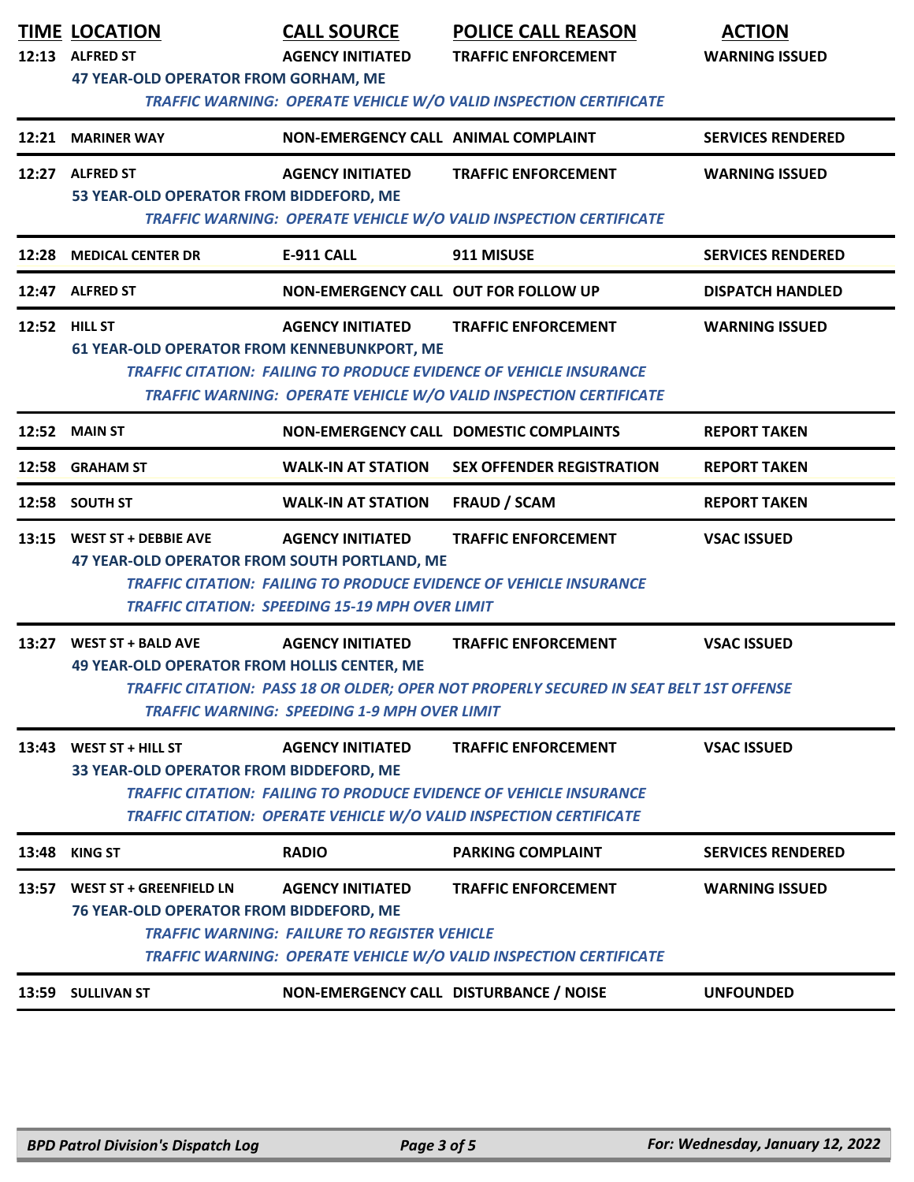| TIME | LOCATION | CALL SOURCE | POLICE CALL REASON | ACTION |
|---|---|---|---|---|
| 12:13 | ALFRED ST<br>47 YEAR-OLD OPERATOR FROM GORHAM, ME | AGENCY INITIATED | TRAFFIC ENFORCEMENT<br>*TRAFFIC WARNING: OPERATE VEHICLE W/O VALID INSPECTION CERTIFICATE* | WARNING ISSUED |
| 12:21 | MARINER WAY | NON-EMERGENCY CALL | ANIMAL COMPLAINT | SERVICES RENDERED |
| 12:27 | ALFRED ST<br>53 YEAR-OLD OPERATOR FROM BIDDEFORD, ME | AGENCY INITIATED | TRAFFIC ENFORCEMENT<br>*TRAFFIC WARNING: OPERATE VEHICLE W/O VALID INSPECTION CERTIFICATE* | WARNING ISSUED |
| 12:28 | MEDICAL CENTER DR | E-911 CALL | 911 MISUSE | SERVICES RENDERED |
| 12:47 | ALFRED ST | NON-EMERGENCY CALL | OUT FOR FOLLOW UP | DISPATCH HANDLED |
| 12:52 | HILL ST<br>61 YEAR-OLD OPERATOR FROM KENNEBUNKPORT, ME | AGENCY INITIATED | TRAFFIC ENFORCEMENT<br>*TRAFFIC CITATION: FAILING TO PRODUCE EVIDENCE OF VEHICLE INSURANCE*<br>*TRAFFIC WARNING: OPERATE VEHICLE W/O VALID INSPECTION CERTIFICATE* | WARNING ISSUED |
| 12:52 | MAIN ST | NON-EMERGENCY CALL | DOMESTIC COMPLAINTS | REPORT TAKEN |
| 12:58 | GRAHAM ST | WALK-IN AT STATION | SEX OFFENDER REGISTRATION | REPORT TAKEN |
| 12:58 | SOUTH ST | WALK-IN AT STATION | FRAUD / SCAM | REPORT TAKEN |
| 13:15 | WEST ST + DEBBIE AVE<br>47 YEAR-OLD OPERATOR FROM SOUTH PORTLAND, ME | AGENCY INITIATED | TRAFFIC ENFORCEMENT<br>*TRAFFIC CITATION: FAILING TO PRODUCE EVIDENCE OF VEHICLE INSURANCE*<br>*TRAFFIC CITATION: SPEEDING 15-19 MPH OVER LIMIT* | VSAC ISSUED |
| 13:27 | WEST ST + BALD AVE<br>49 YEAR-OLD OPERATOR FROM HOLLIS CENTER, ME | AGENCY INITIATED | TRAFFIC ENFORCEMENT<br>*TRAFFIC CITATION: PASS 18 OR OLDER; OPER NOT PROPERLY SECURED IN SEAT BELT 1ST OFFENSE*<br>*TRAFFIC WARNING: SPEEDING 1-9 MPH OVER LIMIT* | VSAC ISSUED |
| 13:43 | WEST ST + HILL ST<br>33 YEAR-OLD OPERATOR FROM BIDDEFORD, ME | AGENCY INITIATED | TRAFFIC ENFORCEMENT<br>*TRAFFIC CITATION: FAILING TO PRODUCE EVIDENCE OF VEHICLE INSURANCE*<br>*TRAFFIC CITATION: OPERATE VEHICLE W/O VALID INSPECTION CERTIFICATE* | VSAC ISSUED |
| 13:48 | KING ST | RADIO | PARKING COMPLAINT | SERVICES RENDERED |
| 13:57 | WEST ST + GREENFIELD LN<br>76 YEAR-OLD OPERATOR FROM BIDDEFORD, ME | AGENCY INITIATED | TRAFFIC ENFORCEMENT<br>*TRAFFIC WARNING: FAILURE TO REGISTER VEHICLE*<br>*TRAFFIC WARNING: OPERATE VEHICLE W/O VALID INSPECTION CERTIFICATE* | WARNING ISSUED |
| 13:59 | SULLIVAN ST | NON-EMERGENCY CALL | DISTURBANCE / NOISE | UNFOUNDED |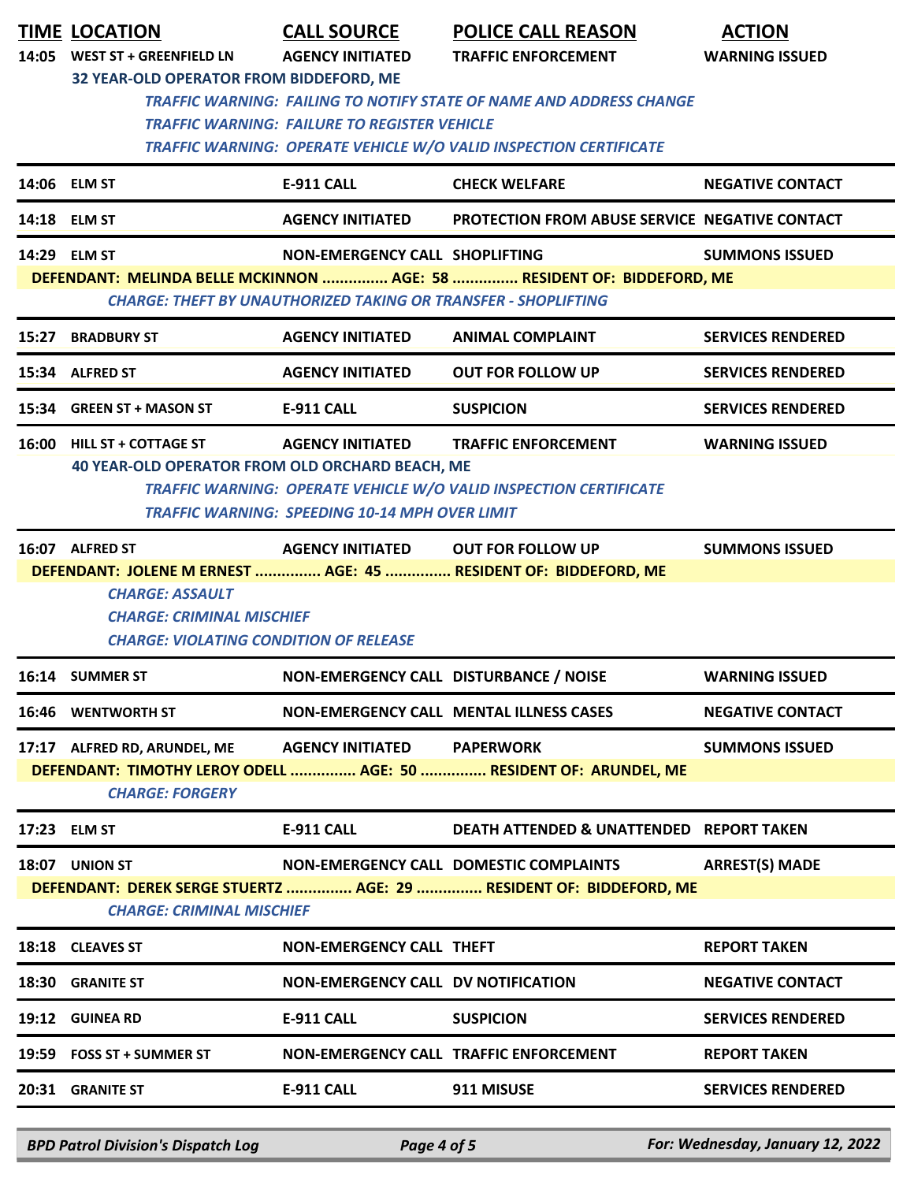| TIME | LOCATION | CALL SOURCE | POLICE CALL REASON | ACTION |
|---|---|---|---|---|
| 14:05 | WEST ST + GREENFIELD LN | AGENCY INITIATED | TRAFFIC ENFORCEMENT | WARNING ISSUED |

32 YEAR-OLD OPERATOR FROM BIDDEFORD, ME

*TRAFFIC WARNING: FAILING TO NOTIFY STATE OF NAME AND ADDRESS CHANGE*
*TRAFFIC WARNING: FAILURE TO REGISTER VEHICLE*
*TRAFFIC WARNING: OPERATE VEHICLE W/O VALID INSPECTION CERTIFICATE*

| TIME | LOCATION | CALL SOURCE | POLICE CALL REASON | ACTION |
|---|---|---|---|---|
| 14:06 | ELM ST | E-911 CALL | CHECK WELFARE | NEGATIVE CONTACT |
| 14:18 | ELM ST | AGENCY INITIATED | PROTECTION FROM ABUSE SERVICE | NEGATIVE CONTACT |
| 14:29 | ELM ST | NON-EMERGENCY CALL | SHOPLIFTING | SUMMONS ISSUED |

DEFENDANT: MELINDA BELLE MCKINNON ............... AGE: 58 ............... RESIDENT OF: BIDDEFORD, ME

*CHARGE: THEFT BY UNAUTHORIZED TAKING OR TRANSFER - SHOPLIFTING*

| TIME | LOCATION | CALL SOURCE | POLICE CALL REASON | ACTION |
|---|---|---|---|---|
| 15:27 | BRADBURY ST | AGENCY INITIATED | ANIMAL COMPLAINT | SERVICES RENDERED |
| 15:34 | ALFRED ST | AGENCY INITIATED | OUT FOR FOLLOW UP | SERVICES RENDERED |
| 15:34 | GREEN ST + MASON ST | E-911 CALL | SUSPICION | SERVICES RENDERED |
| 16:00 | HILL ST + COTTAGE ST | AGENCY INITIATED | TRAFFIC ENFORCEMENT | WARNING ISSUED |

40 YEAR-OLD OPERATOR FROM OLD ORCHARD BEACH, ME

*TRAFFIC WARNING: OPERATE VEHICLE W/O VALID INSPECTION CERTIFICATE*
*TRAFFIC WARNING: SPEEDING 10-14 MPH OVER LIMIT*

| TIME | LOCATION | CALL SOURCE | POLICE CALL REASON | ACTION |
|---|---|---|---|---|
| 16:07 | ALFRED ST | AGENCY INITIATED | OUT FOR FOLLOW UP | SUMMONS ISSUED |

DEFENDANT: JOLENE M ERNEST ............... AGE: 45 ............... RESIDENT OF: BIDDEFORD, ME

*CHARGE: ASSAULT*
*CHARGE: CRIMINAL MISCHIEF*
*CHARGE: VIOLATING CONDITION OF RELEASE*

| TIME | LOCATION | CALL SOURCE | POLICE CALL REASON | ACTION |
|---|---|---|---|---|
| 16:14 | SUMMER ST | NON-EMERGENCY CALL | DISTURBANCE / NOISE | WARNING ISSUED |
| 16:46 | WENTWORTH ST | NON-EMERGENCY CALL | MENTAL ILLNESS CASES | NEGATIVE CONTACT |
| 17:17 | ALFRED RD, ARUNDEL, ME | AGENCY INITIATED | PAPERWORK | SUMMONS ISSUED |

DEFENDANT: TIMOTHY LEROY ODELL ............... AGE: 50 ............... RESIDENT OF: ARUNDEL, ME

*CHARGE: FORGERY*

| TIME | LOCATION | CALL SOURCE | POLICE CALL REASON | ACTION |
|---|---|---|---|---|
| 17:23 | ELM ST | E-911 CALL | DEATH ATTENDED & UNATTENDED | REPORT TAKEN |
| 18:07 | UNION ST | NON-EMERGENCY CALL | DOMESTIC COMPLAINTS | ARREST(S) MADE |

DEFENDANT: DEREK SERGE STUERTZ ............... AGE: 29 ............... RESIDENT OF: BIDDEFORD, ME

*CHARGE: CRIMINAL MISCHIEF*

| TIME | LOCATION | CALL SOURCE | POLICE CALL REASON | ACTION |
|---|---|---|---|---|
| 18:18 | CLEAVES ST | NON-EMERGENCY CALL | THEFT | REPORT TAKEN |
| 18:30 | GRANITE ST | NON-EMERGENCY CALL | DV NOTIFICATION | NEGATIVE CONTACT |
| 19:12 | GUINEA RD | E-911 CALL | SUSPICION | SERVICES RENDERED |
| 19:59 | FOSS ST + SUMMER ST | NON-EMERGENCY CALL | TRAFFIC ENFORCEMENT | REPORT TAKEN |
| 20:31 | GRANITE ST | E-911 CALL | 911 MISUSE | SERVICES RENDERED |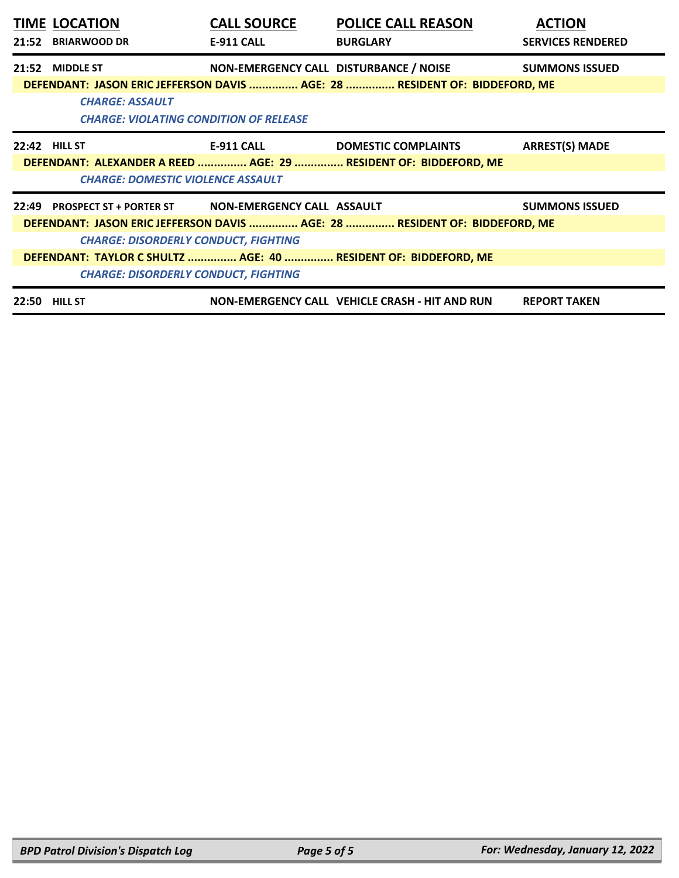| TIME | LOCATION | CALL SOURCE | POLICE CALL REASON | ACTION |
|---|---|---|---|---|
| 21:52 | BRIARWOOD DR | E-911 CALL | BURGLARY | SERVICES RENDERED |
| 21:52 | MIDDLE ST | NON-EMERGENCY CALL | DISTURBANCE / NOISE | SUMMONS ISSUED |

**DEFENDANT: JASON ERIC JEFFERSON DAVIS ............... AGE: 28 ............... RESIDENT OF: BIDDEFORD, ME**

*CHARGE: ASSAULT*

*CHARGE: VIOLATING CONDITION OF RELEASE*

| TIME | LOCATION | CALL SOURCE | POLICE CALL REASON | ACTION |
|---|---|---|---|---|
| 22:42 | HILL ST | E-911 CALL | DOMESTIC COMPLAINTS | ARREST(S) MADE |

**DEFENDANT: ALEXANDER A REED ............... AGE: 29 ............... RESIDENT OF: BIDDEFORD, ME**

*CHARGE: DOMESTIC VIOLENCE ASSAULT*

| TIME | LOCATION | CALL SOURCE | POLICE CALL REASON | ACTION |
|---|---|---|---|---|
| 22:49 | PROSPECT ST + PORTER ST | NON-EMERGENCY CALL | ASSAULT | SUMMONS ISSUED |

**DEFENDANT: JASON ERIC JEFFERSON DAVIS ............... AGE: 28 ............... RESIDENT OF: BIDDEFORD, ME**

*CHARGE: DISORDERLY CONDUCT, FIGHTING*

**DEFENDANT: TAYLOR C SHULTZ ............... AGE: 40 ............... RESIDENT OF: BIDDEFORD, ME**

*CHARGE: DISORDERLY CONDUCT, FIGHTING*

| TIME | LOCATION | CALL SOURCE | POLICE CALL REASON | ACTION |
|---|---|---|---|---|
| 22:50 | HILL ST | NON-EMERGENCY CALL | VEHICLE CRASH - HIT AND RUN | REPORT TAKEN |